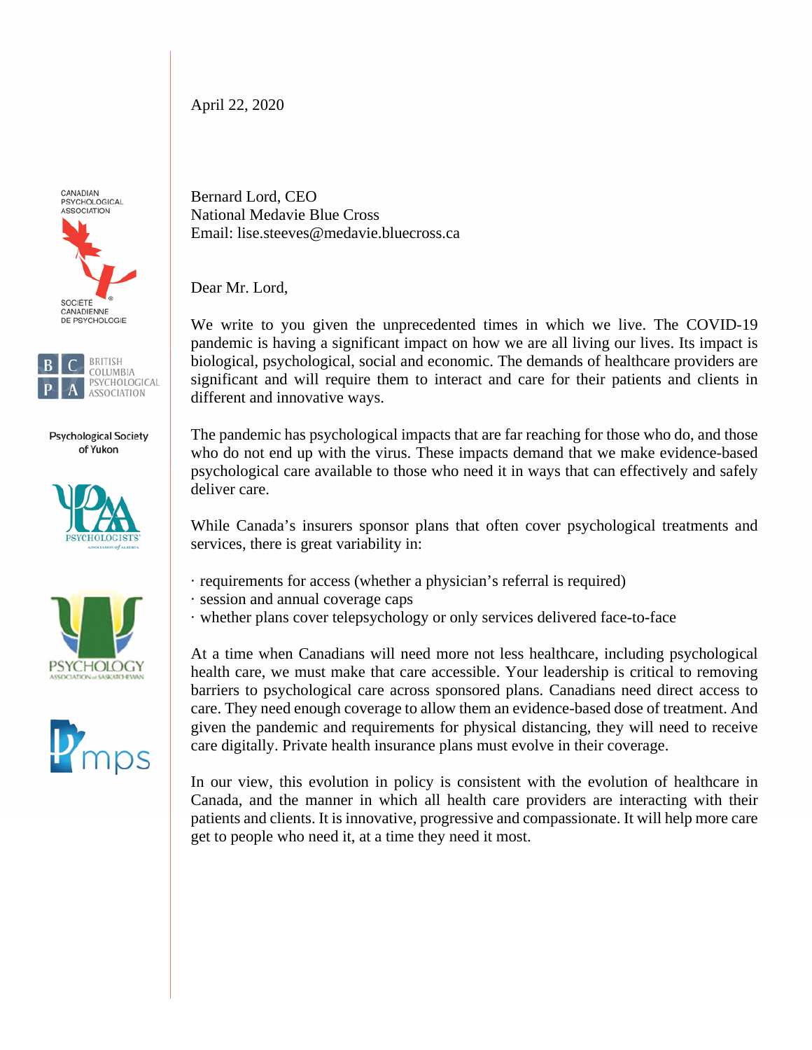CANADIAN PSYCHOLOGICAL ASSOCIATION / SOCIÉTÉ CANADIENNE DE PSYCHOLOGIE

BRITISH COLUMBIA PSYCHOLOGICAL ASSOCIATION

Psychological Society of Yukon

PSYCHOLOGISTS' ASSOCIATION of ALBERTA

PSYCHOLOGY ASSOCIATION of SASKATCHEWAN

mps

April 22, 2020

Bernard Lord, CEO
National Medavie Blue Cross
Email: lise.steeves@medavie.bluecross.ca

Dear Mr. Lord,

We write to you given the unprecedented times in which we live. The COVID-19 pandemic is having a significant impact on how we are all living our lives. Its impact is biological, psychological, social and economic. The demands of healthcare providers are significant and will require them to interact and care for their patients and clients in different and innovative ways.

The pandemic has psychological impacts that are far reaching for those who do, and those who do not end up with the virus. These impacts demand that we make evidence-based psychological care available to those who need it in ways that can effectively and safely deliver care.

While Canada's insurers sponsor plans that often cover psychological treatments and services, there is great variability in:

- requirements for access (whether a physician's referral is required)
- session and annual coverage caps
- whether plans cover telepsychology or only services delivered face-to-face

At a time when Canadians will need more not less healthcare, including psychological health care, we must make that care accessible. Your leadership is critical to removing barriers to psychological care across sponsored plans. Canadians need direct access to care. They need enough coverage to allow them an evidence-based dose of treatment. And given the pandemic and requirements for physical distancing, they will need to receive care digitally. Private health insurance plans must evolve in their coverage.

In our view, this evolution in policy is consistent with the evolution of healthcare in Canada, and the manner in which all health care providers are interacting with their patients and clients. It is innovative, progressive and compassionate. It will help more care get to people who need it, at a time they need it most.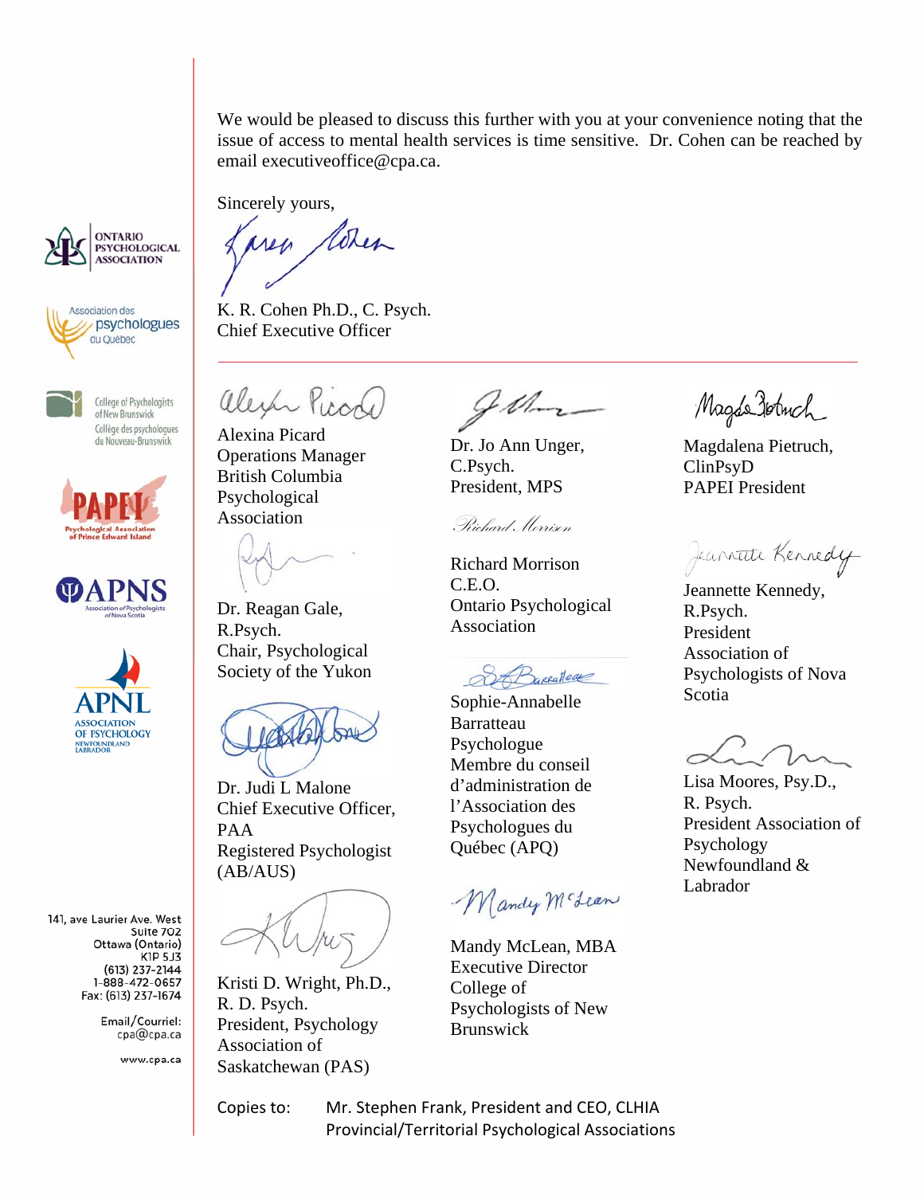We would be pleased to discuss this further with you at your convenience noting that the issue of access to mental health services is time sensitive. Dr. Cohen can be reached by email executiveoffice@cpa.ca.

Sincerely yours,

K. R. Cohen Ph.D., C. Psych.
Chief Executive Officer

---

Alexina Picard
Operations Manager
British Columbia Psychological Association

Dr. Reagan Gale, R.Psych.
Chair, Psychological Society of the Yukon

Dr. Judi L Malone
Chief Executive Officer, PAA
Registered Psychologist (AB/AUS)

Kristi D. Wright, Ph.D., R. D. Psych.
President, Psychology Association of Saskatchewan (PAS)

Dr. Jo Ann Unger, C.Psych.
President, MPS

Richard Morrison
C.E.O.
Ontario Psychological Association

Sophie-Annabelle Barratteau
Psychologue
Membre du conseil d'administration de l'Association des Psychologues du Québec (APQ)

Mandy McLean, MBA
Executive Director
College of Psychologists of New Brunswick

Magdalena Pietruch, ClinPsyD
PAPEI President

Jeannette Kennedy, R.Psych.
President
Association of Psychologists of Nova Scotia

Lisa Moores, Psy.D., R. Psych.
President Association of Psychology Newfoundland & Labrador

Copies to: Mr. Stephen Frank, President and CEO, CLHIA
Provincial/Territorial Psychological Associations

141, ave Laurier Ave. West
Suite 702
Ottawa (Ontario)
K1P 5J3
(613) 237-2144
1-888-472-0657
Fax: (613) 237-1674

Email/Courriel: cpa@cpa.ca

www.cpa.ca